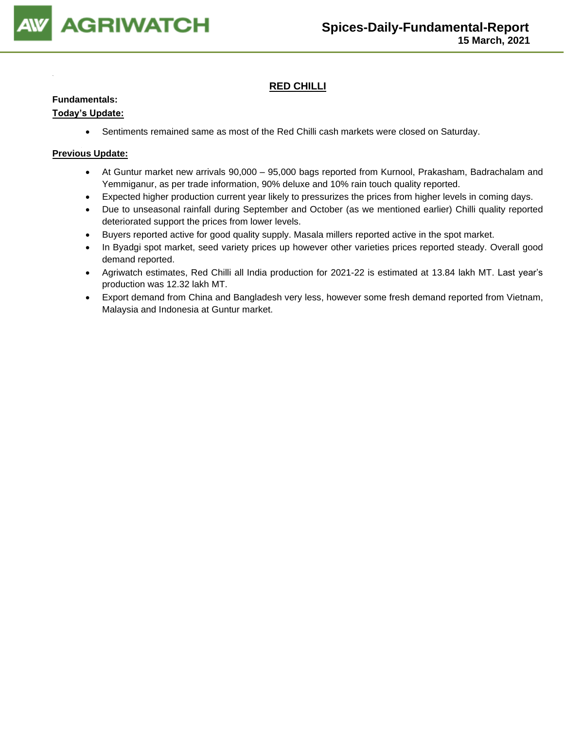# Spices-Daily-Fundamental-Report

**15 March, 2021**

## RED CHILLI

**Fundamentals:**

**Today's Update:**

- Sentiments remained same as most of the Red Chilli cash markets were closed on Saturday.

**Previous Update:**

- At Guntur market new arrivals 90,000 – 95,000 bags reported from Kurnool, Prakasham, Badrachalam and Yemmiganur, as per trade information, 90% deluxe and 10% rain touch quality reported.
- Expected higher production current year likely to pressurizes the prices from higher levels in coming days.
- Due to unseasonal rainfall during September and October (as we mentioned earlier) Chilli quality reported deteriorated support the prices from lower levels.
- Buyers reported active for good quality supply. Masala millers reported active in the spot market.
- In Byadgi spot market, seed variety prices up however other varieties prices reported steady. Overall good demand reported.
- Agriwatch estimates, Red Chilli all India production for 2021-22 is estimated at 13.84 lakh MT. Last year's production was 12.32 lakh MT.
- Export demand from China and Bangladesh very less, however some fresh demand reported from Vietnam, Malaysia and Indonesia at Guntur market.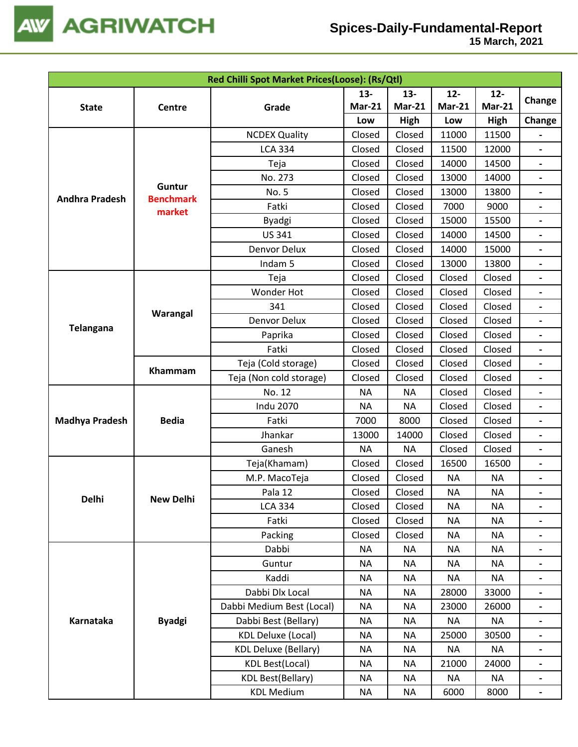| Red Chilli Spot Market Prices(Loose): (Rs/Qtl) | | | | | | | |
|---|---|---|---|---|---|---|---|
| State | Centre | Grade | 13-Mar-21 | 13-Mar-21 | 12-Mar-21 | 12-Mar-21 | Change |
| | | | Low | High | Low | High | Change |
| Andhra Pradesh | Guntur Benchmark market | NCDEX Quality | Closed | Closed | 11000 | 11500 | - |
| | | LCA 334 | Closed | Closed | 11500 | 12000 | - |
| | | Teja | Closed | Closed | 14000 | 14500 | - |
| | | No. 273 | Closed | Closed | 13000 | 14000 | - |
| | | No. 5 | Closed | Closed | 13000 | 13800 | - |
| | | Fatki | Closed | Closed | 7000 | 9000 | - |
| | | Byadgi | Closed | Closed | 15000 | 15500 | - |
| | | US 341 | Closed | Closed | 14000 | 14500 | - |
| | | Denvor Delux | Closed | Closed | 14000 | 15000 | - |
| | | Indam 5 | Closed | Closed | 13000 | 13800 | - |
| Telangana | Warangal | Teja | Closed | Closed | Closed | Closed | - |
| | | Wonder Hot | Closed | Closed | Closed | Closed | - |
| | | 341 | Closed | Closed | Closed | Closed | - |
| | | Denvor Delux | Closed | Closed | Closed | Closed | - |
| | | Paprika | Closed | Closed | Closed | Closed | - |
| | | Fatki | Closed | Closed | Closed | Closed | - |
| | Khammam | Teja (Cold storage) | Closed | Closed | Closed | Closed | - |
| | | Teja (Non cold storage) | Closed | Closed | Closed | Closed | - |
| Madhya Pradesh | Bedia | No. 12 | NA | NA | Closed | Closed | - |
| | | Indu 2070 | NA | NA | Closed | Closed | - |
| | | Fatki | 7000 | 8000 | Closed | Closed | - |
| | | Jhankar | 13000 | 14000 | Closed | Closed | - |
| | | Ganesh | NA | NA | Closed | Closed | - |
| Delhi | New Delhi | Teja(Khamam) | Closed | Closed | 16500 | 16500 | - |
| | | M.P. MacoTeja | Closed | Closed | NA | NA | - |
| | | Pala 12 | Closed | Closed | NA | NA | - |
| | | LCA 334 | Closed | Closed | NA | NA | - |
| | | Fatki | Closed | Closed | NA | NA | - |
| | | Packing | Closed | Closed | NA | NA | - |
| Karnataka | Byadgi | Dabbi | NA | NA | NA | NA | - |
| | | Guntur | NA | NA | NA | NA | - |
| | | Kaddi | NA | NA | NA | NA | - |
| | | Dabbi Dlx Local | NA | NA | 28000 | 33000 | - |
| | | Dabbi Medium Best (Local) | NA | NA | 23000 | 26000 | - |
| | | Dabbi Best (Bellary) | NA | NA | NA | NA | - |
| | | KDL Deluxe (Local) | NA | NA | 25000 | 30500 | - |
| | | KDL Deluxe (Bellary) | NA | NA | NA | NA | - |
| | | KDL Best(Local) | NA | NA | 21000 | 24000 | - |
| | | KDL Best(Bellary) | NA | NA | NA | NA | - |
| | | KDL Medium | NA | NA | 6000 | 8000 | - |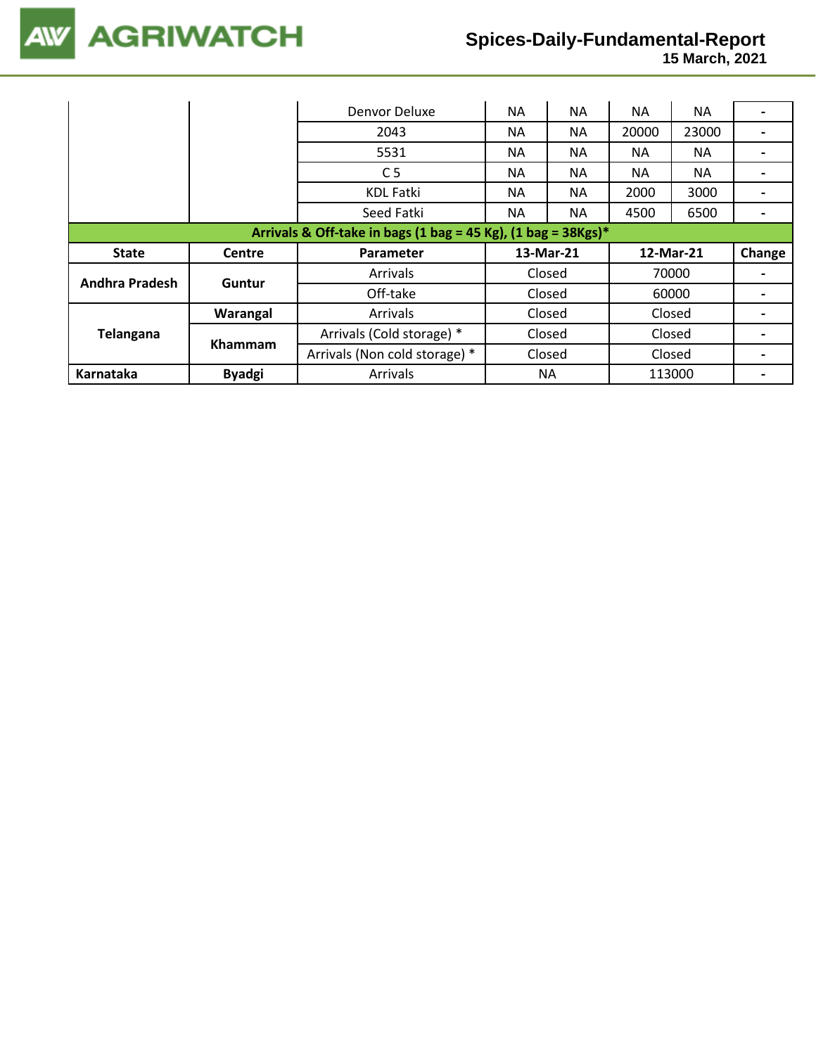| | | | | | | | |
|---|---|---|---|---|---|---|---|
| | | Denvor Deluxe | NA | NA | NA | NA | - |
| | | 2043 | NA | NA | 20000 | 23000 | - |
| | | 5531 | NA | NA | NA | NA | - |
| | | C 5 | NA | NA | NA | NA | - |
| | | KDL Fatki | NA | NA | 2000 | 3000 | - |
| | | Seed Fatki | NA | NA | 4500 | 6500 | - |

**Arrivals & Off-take in bags (1 bag = 45 Kg), (1 bag = 38Kgs)***

| State | Centre | Parameter | 13-Mar-21 | 12-Mar-21 | Change |
|---|---|---|---|---|---|
| Andhra Pradesh | Guntur | Arrivals | Closed | 70000 | - |
| | | Off-take | Closed | 60000 | - |
| Telangana | Warangal | Arrivals | Closed | Closed | - |
| | Khammam | Arrivals (Cold storage) * | Closed | Closed | - |
| | | Arrivals (Non cold storage) * | Closed | Closed | - |
| Karnataka | Byadgi | Arrivals | NA | 113000 | - |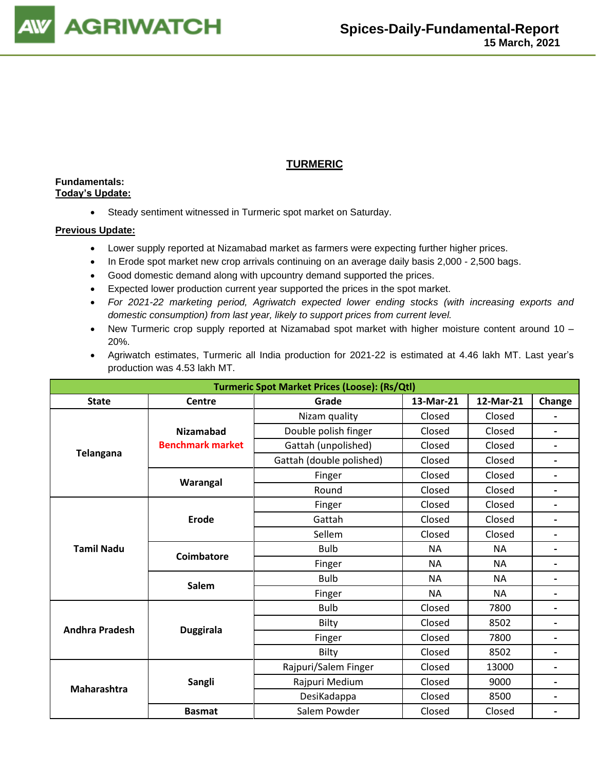## TURMERIC

**Fundamentals:**
**Today's Update:**

- Steady sentiment witnessed in Turmeric spot market on Saturday.

**Previous Update:**

- Lower supply reported at Nizamabad market as farmers were expecting further higher prices.
- In Erode spot market new crop arrivals continuing on an average daily basis 2,000 - 2,500 bags.
- Good domestic demand along with upcountry demand supported the prices.
- Expected lower production current year supported the prices in the spot market.
- *For 2021-22 marketing period, Agriwatch expected lower ending stocks (with increasing exports and domestic consumption) from last year, likely to support prices from current level.*
- New Turmeric crop supply reported at Nizamabad spot market with higher moisture content around 10 – 20%.
- Agriwatch estimates, Turmeric all India production for 2021-22 is estimated at 4.46 lakh MT. Last year's production was 4.53 lakh MT.

| Turmeric Spot Market Prices (Loose): (Rs/Qtl) | | | | | |
|---|---|---|---|---|---|
| **State** | **Centre** | **Grade** | **13-Mar-21** | **12-Mar-21** | **Change** |
| **Telangana** | **Nizamabad Benchmark market** | Nizam quality | Closed | Closed | - |
| | | Double polish finger | Closed | Closed | - |
| | | Gattah (unpolished) | Closed | Closed | - |
| | | Gattah (double polished) | Closed | Closed | - |
| | **Warangal** | Finger | Closed | Closed | - |
| | | Round | Closed | Closed | - |
| **Tamil Nadu** | **Erode** | Finger | Closed | Closed | - |
| | | Gattah | Closed | Closed | - |
| | | Sellem | Closed | Closed | - |
| | **Coimbatore** | Bulb | NA | NA | - |
| | | Finger | NA | NA | - |
| | **Salem** | Bulb | NA | NA | - |
| | | Finger | NA | NA | - |
| **Andhra Pradesh** | **Duggirala** | Bulb | Closed | 7800 | - |
| | | Bilty | Closed | 8502 | - |
| | | Finger | Closed | 7800 | - |
| | | Bilty | Closed | 8502 | - |
| **Maharashtra** | **Sangli** | Rajpuri/Salem Finger | Closed | 13000 | - |
| | | Rajpuri Medium | Closed | 9000 | - |
| | | DesiKadappa | Closed | 8500 | - |
| | **Basmat** | Salem Powder | Closed | Closed | - |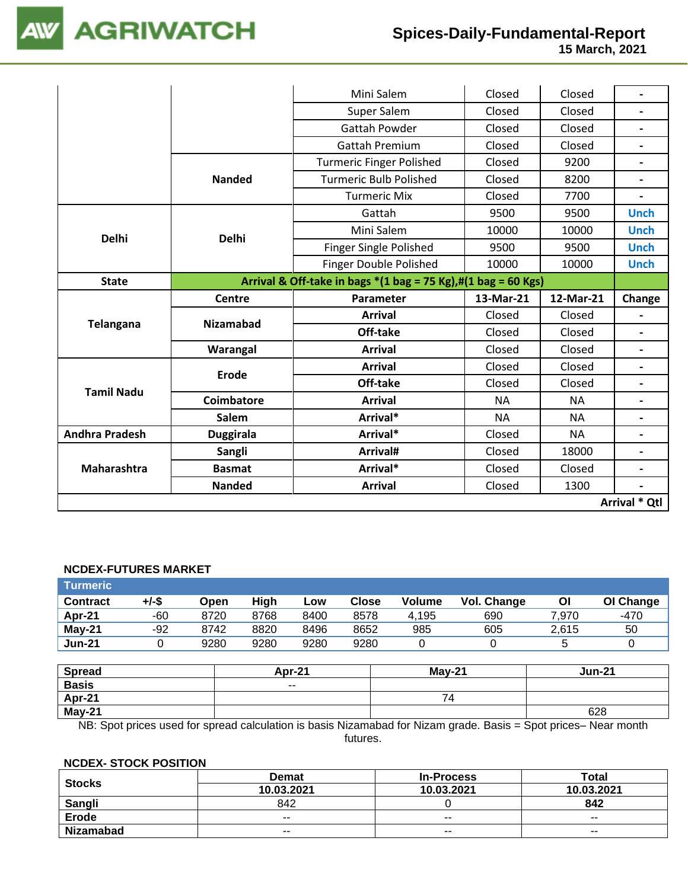| | | Mini Salem | Closed | Closed | - |
|---|---|---|---|---|---|
| | | Super Salem | Closed | Closed | - |
| | | Gattah Powder | Closed | Closed | - |
| | | Gattah Premium | Closed | Closed | - |
| | **Nanded** | Turmeric Finger Polished | Closed | 9200 | - |
| | | Turmeric Bulb Polished | Closed | 8200 | - |
| | | Turmeric Mix | Closed | 7700 | - |
| **Delhi** | **Delhi** | Gattah | 9500 | 9500 | Unch |
| | | Mini Salem | 10000 | 10000 | Unch |
| | | Finger Single Polished | 9500 | 9500 | Unch |
| | | Finger Double Polished | 10000 | 10000 | Unch |

| State | Arrival & Off-take in bags *(1 bag = 75 Kg),#(1 bag = 60 Kgs) | | | | |
|---|---|---|---|---|---|
| | **Centre** | **Parameter** | **13-Mar-21** | **12-Mar-21** | **Change** |
| **Telangana** | **Nizamabad** | **Arrival** | Closed | Closed | - |
| | | **Off-take** | Closed | Closed | - |
| | **Warangal** | **Arrival** | Closed | Closed | - |
| **Tamil Nadu** | **Erode** | **Arrival** | Closed | Closed | - |
| | | **Off-take** | Closed | Closed | - |
| | **Coimbatore** | **Arrival** | NA | NA | - |
| | **Salem** | **Arrival*** | NA | NA | - |
| **Andhra Pradesh** | **Duggirala** | **Arrival*** | Closed | NA | - |
| **Maharashtra** | **Sangli** | **Arrival#** | Closed | 18000 | - |
| | **Basmat** | **Arrival*** | Closed | Closed | - |
| | **Nanded** | **Arrival** | Closed | 1300 | - |
| | | | | | **Arrival * Qtl** |

**NCDEX-FUTURES MARKET**

| Turmeric | | | | | | | | | |
|---|---|---|---|---|---|---|---|---|---|
| **Contract** | **+/-$** | **Open** | **High** | **Low** | **Close** | **Volume** | **Vol. Change** | **OI** | **OI Change** |
| **Apr-21** | -60 | 8720 | 8768 | 8400 | 8578 | 4,195 | 690 | 7,970 | -470 |
| **May-21** | -92 | 8742 | 8820 | 8496 | 8652 | 985 | 605 | 2,615 | 50 |
| **Jun-21** | 0 | 9280 | 9280 | 9280 | 9280 | 0 | 0 | 5 | 0 |

| Spread | Apr-21 | May-21 | Jun-21 |
|---|---|---|---|
| **Basis** | -- | | |
| **Apr-21** | | 74 | |
| **May-21** | | | 628 |

NB: Spot prices used for spread calculation is basis Nizamabad for Nizam grade. Basis = Spot prices– Near month futures.

**NCDEX- STOCK POSITION**

| Stocks | Demat | In-Process | Total |
|---|---|---|---|
| | **10.03.2021** | **10.03.2021** | **10.03.2021** |
| **Sangli** | 842 | 0 | **842** |
| **Erode** | -- | -- | -- |
| **Nizamabad** | -- | -- | -- |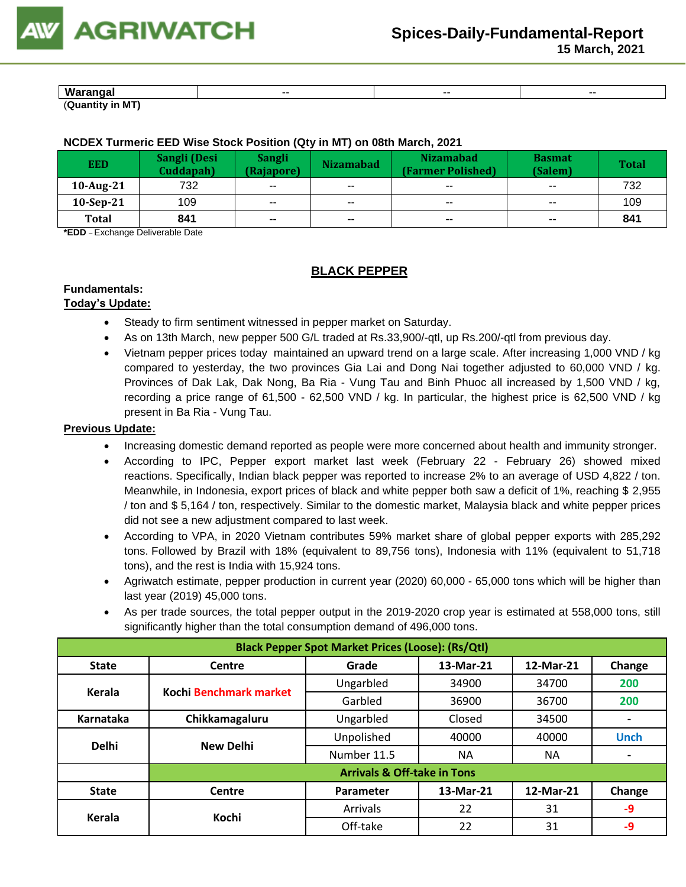| Warangal | -- | -- | -- |
|---|---|---|---|

(**Quantity in MT)**

**NCDEX Turmeric EED Wise Stock Position (Qty in MT) on 08th March, 2021**

| EED | Sangli (Desi Cuddapah) | Sangli (Rajapore) | Nizamabad | Nizamabad (Farmer Polished) | Basmat (Salem) | Total |
|---|---|---|---|---|---|---|
| 10-Aug-21 | 732 | -- | -- | -- | -- | 732 |
| 10-Sep-21 | 109 | -- | -- | -- | -- | 109 |
| **Total** | **841** | **--** | **--** | **--** | **--** | **841** |

***EDD** – Exchange Deliverable Date

## BLACK PEPPER

**Fundamentals:**

**Today's Update:**

- Steady to firm sentiment witnessed in pepper market on Saturday.
- As on 13th March, new pepper 500 G/L traded at Rs.33,900/-qtl, up Rs.200/-qtl from previous day.
- Vietnam pepper prices today maintained an upward trend on a large scale. After increasing 1,000 VND / kg compared to yesterday, the two provinces Gia Lai and Dong Nai together adjusted to 60,000 VND / kg. Provinces of Dak Lak, Dak Nong, Ba Ria - Vung Tau and Binh Phuoc all increased by 1,500 VND / kg, recording a price range of 61,500 - 62,500 VND / kg. In particular, the highest price is 62,500 VND / kg present in Ba Ria - Vung Tau.

**Previous Update:**

- Increasing domestic demand reported as people were more concerned about health and immunity stronger.
- According to IPC, Pepper export market last week (February 22 - February 26) showed mixed reactions. Specifically, Indian black pepper was reported to increase 2% to an average of USD 4,822 / ton. Meanwhile, in Indonesia, export prices of black and white pepper both saw a deficit of 1%, reaching $ 2,955 / ton and $ 5,164 / ton, respectively. Similar to the domestic market, Malaysia black and white pepper prices did not see a new adjustment compared to last week.
- According to VPA, in 2020 Vietnam contributes 59% market share of global pepper exports with 285,292 tons. Followed by Brazil with 18% (equivalent to 89,756 tons), Indonesia with 11% (equivalent to 51,718 tons), and the rest is India with 15,924 tons.
- Agriwatch estimate, pepper production in current year (2020) 60,000 - 65,000 tons which will be higher than last year (2019) 45,000 tons.
- As per trade sources, the total pepper output in the 2019-2020 crop year is estimated at 558,000 tons, still significantly higher than the total consumption demand of 496,000 tons.

| Black Pepper Spot Market Prices (Loose): (Rs/Qtl) | | | | | |
|---|---|---|---|---|---|
| **State** | **Centre** | **Grade** | **13-Mar-21** | **12-Mar-21** | **Change** |
| Kerala | Kochi Benchmark market | Ungarbled | 34900 | 34700 | 200 |
| | | Garbled | 36900 | 36700 | 200 |
| Karnataka | Chikkamagaluru | Ungarbled | Closed | 34500 | - |
| Delhi | New Delhi | Unpolished | 40000 | 40000 | Unch |
| | | Number 11.5 | NA | NA | - |
| | Arrivals & Off-take in Tons | | | | |
| **State** | **Centre** | **Parameter** | **13-Mar-21** | **12-Mar-21** | **Change** |
| Kerala | Kochi | Arrivals | 22 | 31 | -9 |
| | | Off-take | 22 | 31 | -9 |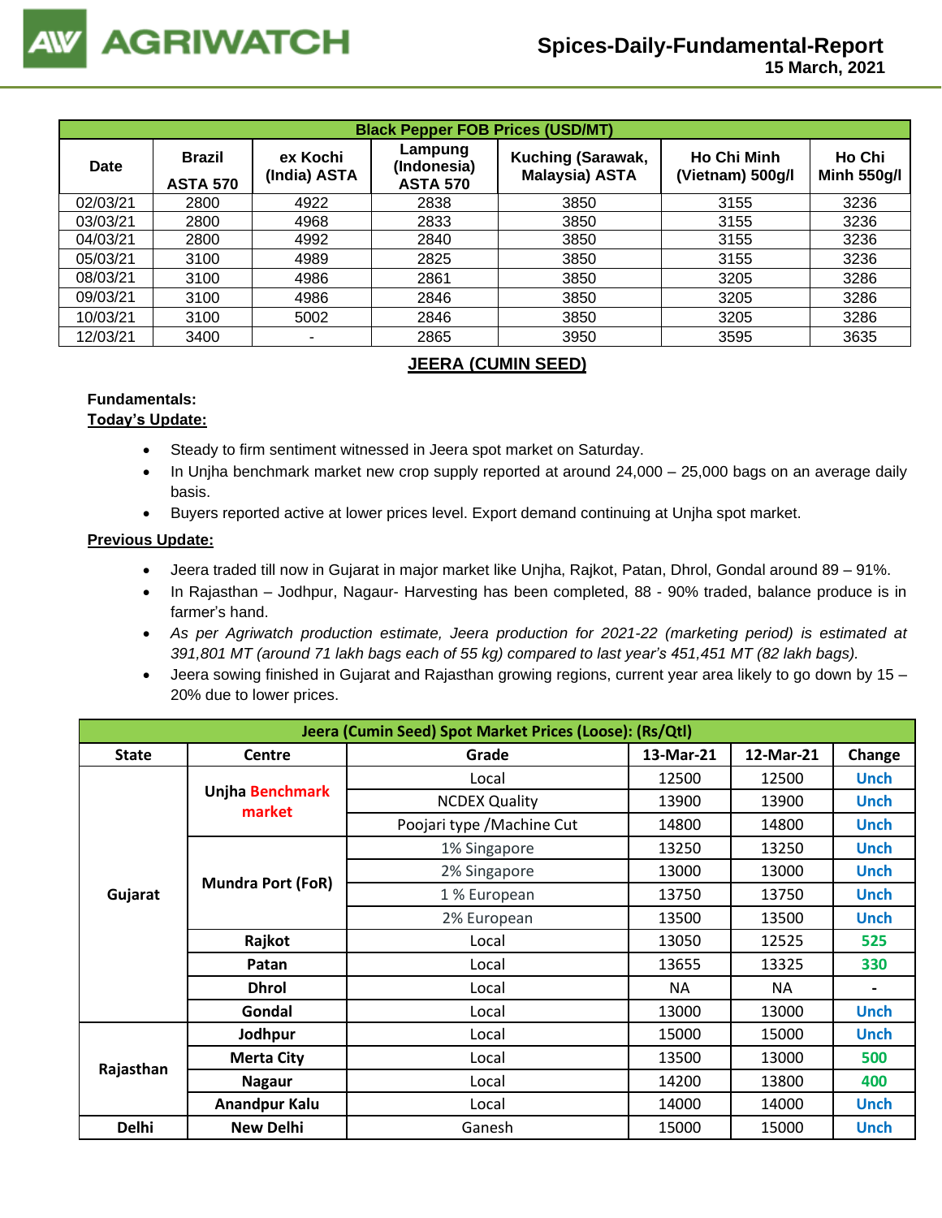| Black Pepper FOB Prices (USD/MT) | | | | | | |
|---|---|---|---|---|---|---|
| Date | Brazil ASTA 570 | ex Kochi (India) ASTA | Lampung (Indonesia) ASTA 570 | Kuching (Sarawak, Malaysia) ASTA | Ho Chi Minh (Vietnam) 500g/l | Ho Chi Minh 550g/l |
| 02/03/21 | 2800 | 4922 | 2838 | 3850 | 3155 | 3236 |
| 03/03/21 | 2800 | 4968 | 2833 | 3850 | 3155 | 3236 |
| 04/03/21 | 2800 | 4992 | 2840 | 3850 | 3155 | 3236 |
| 05/03/21 | 3100 | 4989 | 2825 | 3850 | 3155 | 3236 |
| 08/03/21 | 3100 | 4986 | 2861 | 3850 | 3205 | 3286 |
| 09/03/21 | 3100 | 4986 | 2846 | 3850 | 3205 | 3286 |
| 10/03/21 | 3100 | 5002 | 2846 | 3850 | 3205 | 3286 |
| 12/03/21 | 3400 | - | 2865 | 3950 | 3595 | 3635 |

## JEERA (CUMIN SEED)

**Fundamentals:**

**Today's Update:**

- Steady to firm sentiment witnessed in Jeera spot market on Saturday.
- In Unjha benchmark market new crop supply reported at around 24,000 – 25,000 bags on an average daily basis.
- Buyers reported active at lower prices level. Export demand continuing at Unjha spot market.

**Previous Update:**

- Jeera traded till now in Gujarat in major market like Unjha, Rajkot, Patan, Dhrol, Gondal around 89 – 91%.
- In Rajasthan – Jodhpur, Nagaur- Harvesting has been completed, 88 - 90% traded, balance produce is in farmer's hand.
- *As per Agriwatch production estimate, Jeera production for 2021-22 (marketing period) is estimated at 391,801 MT (around 71 lakh bags each of 55 kg) compared to last year's 451,451 MT (82 lakh bags).*
- Jeera sowing finished in Gujarat and Rajasthan growing regions, current year area likely to go down by 15 – 20% due to lower prices.

| Jeera (Cumin Seed) Spot Market Prices (Loose): (Rs/Qtl) | | | | | |
|---|---|---|---|---|---|
| State | Centre | Grade | 13-Mar-21 | 12-Mar-21 | Change |
| Gujarat | Unjha Benchmark market | Local | 12500 | 12500 | Unch |
| | | NCDEX Quality | 13900 | 13900 | Unch |
| | | Poojari type /Machine Cut | 14800 | 14800 | Unch |
| | Mundra Port (FoR) | 1% Singapore | 13250 | 13250 | Unch |
| | | 2% Singapore | 13000 | 13000 | Unch |
| | | 1 % European | 13750 | 13750 | Unch |
| | | 2% European | 13500 | 13500 | Unch |
| | Rajkot | Local | 13050 | 12525 | 525 |
| | Patan | Local | 13655 | 13325 | 330 |
| | Dhrol | Local | NA | NA | - |
| | Gondal | Local | 13000 | 13000 | Unch |
| Rajasthan | Jodhpur | Local | 15000 | 15000 | Unch |
| | Merta City | Local | 13500 | 13000 | 500 |
| | Nagaur | Local | 14200 | 13800 | 400 |
| | Anandpur Kalu | Local | 14000 | 14000 | Unch |
| Delhi | New Delhi | Ganesh | 15000 | 15000 | Unch |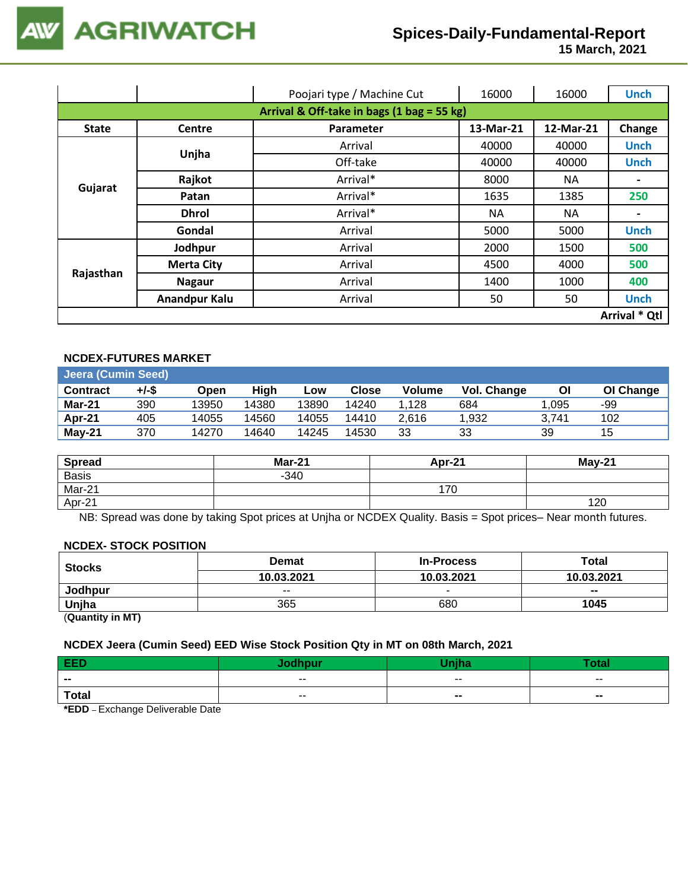| | | Poojari type / Machine Cut | 16000 | 16000 | Unch |
|---|---|---|---|---|---|
| **Arrival & Off-take in bags (1 bag = 55 kg)** | | | | | |
| **State** | **Centre** | **Parameter** | **13-Mar-21** | **12-Mar-21** | **Change** |
| **Gujarat** | **Unjha** | Arrival | 40000 | 40000 | Unch |
| | | Off-take | 40000 | 40000 | Unch |
| | **Rajkot** | Arrival* | 8000 | NA | - |
| | **Patan** | Arrival* | 1635 | 1385 | 250 |
| | **Dhrol** | Arrival* | NA | NA | - |
| | **Gondal** | Arrival | 5000 | 5000 | Unch |
| **Rajasthan** | **Jodhpur** | Arrival | 2000 | 1500 | 500 |
| | **Merta City** | Arrival | 4500 | 4000 | 500 |
| | **Nagaur** | Arrival | 1400 | 1000 | 400 |
| | **Anandpur Kalu** | Arrival | 50 | 50 | Unch |
| | | | | | **Arrival * Qtl** |

### NCDEX-FUTURES MARKET

**Jeera (Cumin Seed)**

| Contract | +/-$ | Open | High | Low | Close | Volume | Vol. Change | OI | OI Change |
|---|---|---|---|---|---|---|---|---|---|
| **Mar-21** | 390 | 13950 | 14380 | 13890 | 14240 | 1,128 | 684 | 1,095 | -99 |
| **Apr-21** | 405 | 14055 | 14560 | 14055 | 14410 | 2,616 | 1,932 | 3,741 | 102 |
| **May-21** | 370 | 14270 | 14640 | 14245 | 14530 | 33 | 33 | 39 | 15 |

| Spread | Mar-21 | Apr-21 | May-21 |
|---|---|---|---|
| Basis | -340 | | |
| Mar-21 | | 170 | |
| Apr-21 | | | 120 |

NB: Spread was done by taking Spot prices at Unjha or NCDEX Quality. Basis = Spot prices– Near month futures.

### NCDEX- STOCK POSITION

| Stocks | Demat | In-Process | Total |
|---|---|---|---|
| | **10.03.2021** | **10.03.2021** | **10.03.2021** |
| **Jodhpur** | -- | - | **--** |
| **Unjha** | 365 | 680 | **1045** |

(**Quantity in MT)**

### NCDEX Jeera (Cumin Seed) EED Wise Stock Position Qty in MT on 08th March, 2021

| EED | Jodhpur | Unjha | Total |
|---|---|---|---|
| **--** | -- | -- | -- |
| **Total** | -- | **--** | **--** |

***EDD** – Exchange Deliverable Date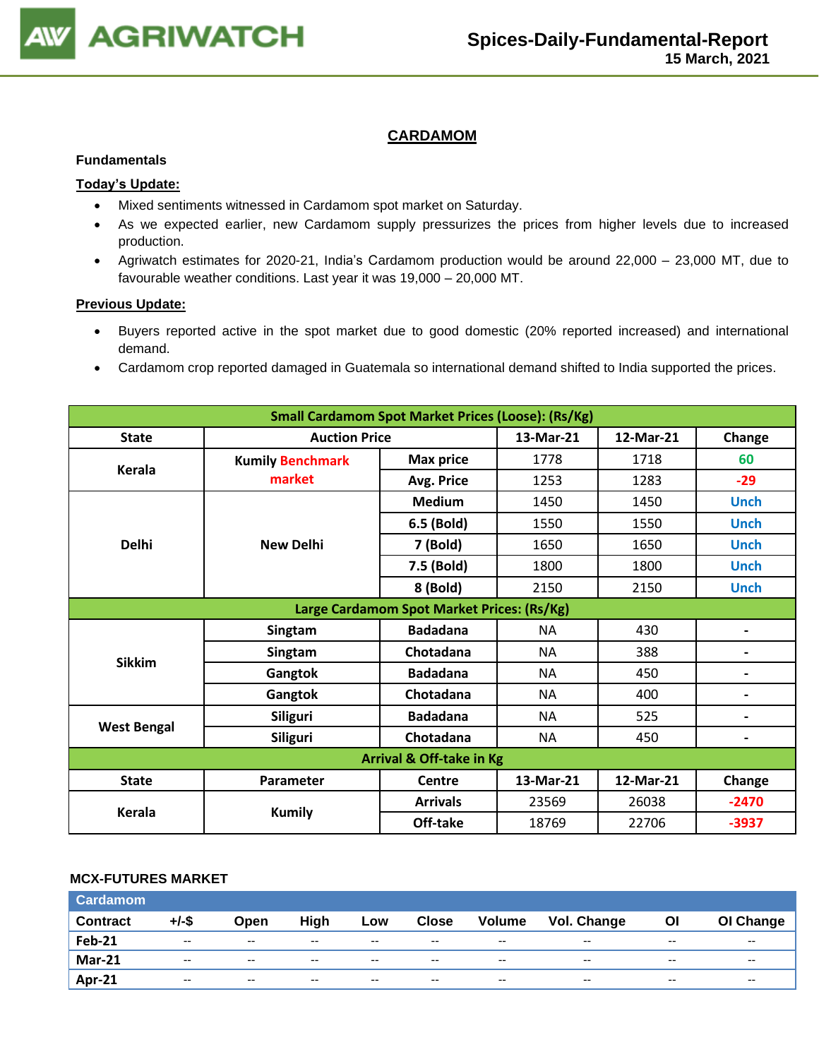# CARDAMOM

**Fundamentals**

**Today's Update:**

- Mixed sentiments witnessed in Cardamom spot market on Saturday.
- As we expected earlier, new Cardamom supply pressurizes the prices from higher levels due to increased production.
- Agriwatch estimates for 2020-21, India's Cardamom production would be around 22,000 – 23,000 MT, due to favourable weather conditions. Last year it was 19,000 – 20,000 MT.

**Previous Update:**

- Buyers reported active in the spot market due to good domestic (20% reported increased) and international demand.
- Cardamom crop reported damaged in Guatemala so international demand shifted to India supported the prices.

| Small Cardamom Spot Market Prices (Loose): (Rs/Kg) | | | | | |
|---|---|---|---|---|---|
| State | Auction Price | | 13-Mar-21 | 12-Mar-21 | Change |
| Kerala | Kumily Benchmark market | Max price | 1778 | 1718 | 60 |
| | | Avg. Price | 1253 | 1283 | -29 |
| Delhi | New Delhi | Medium | 1450 | 1450 | Unch |
| | | 6.5 (Bold) | 1550 | 1550 | Unch |
| | | 7 (Bold) | 1650 | 1650 | Unch |
| | | 7.5 (Bold) | 1800 | 1800 | Unch |
| | | 8 (Bold) | 2150 | 2150 | Unch |
| **Large Cardamom Spot Market Prices: (Rs/Kg)** | | | | | |
| Sikkim | Singtam | Badadana | NA | 430 | - |
| | Singtam | Chotadana | NA | 388 | - |
| | Gangtok | Badadana | NA | 450 | - |
| | Gangtok | Chotadana | NA | 400 | - |
| West Bengal | Siliguri | Badadana | NA | 525 | - |
| | Siliguri | Chotadana | NA | 450 | - |
| **Arrival & Off-take in Kg** | | | | | |
| State | Parameter | Centre | 13-Mar-21 | 12-Mar-21 | Change |
| Kerala | Kumily | Arrivals | 23569 | 26038 | -2470 |
| | | Off-take | 18769 | 22706 | -3937 |

**MCX-FUTURES MARKET**

| Cardamom | | | | | | | | | |
|---|---|---|---|---|---|---|---|---|---|
| Contract | +/-$ | Open | High | Low | Close | Volume | Vol. Change | OI | OI Change |
| Feb-21 | -- | -- | -- | -- | -- | -- | -- | -- | -- |
| Mar-21 | -- | -- | -- | -- | -- | -- | -- | -- | -- |
| Apr-21 | -- | -- | -- | -- | -- | -- | -- | -- | -- |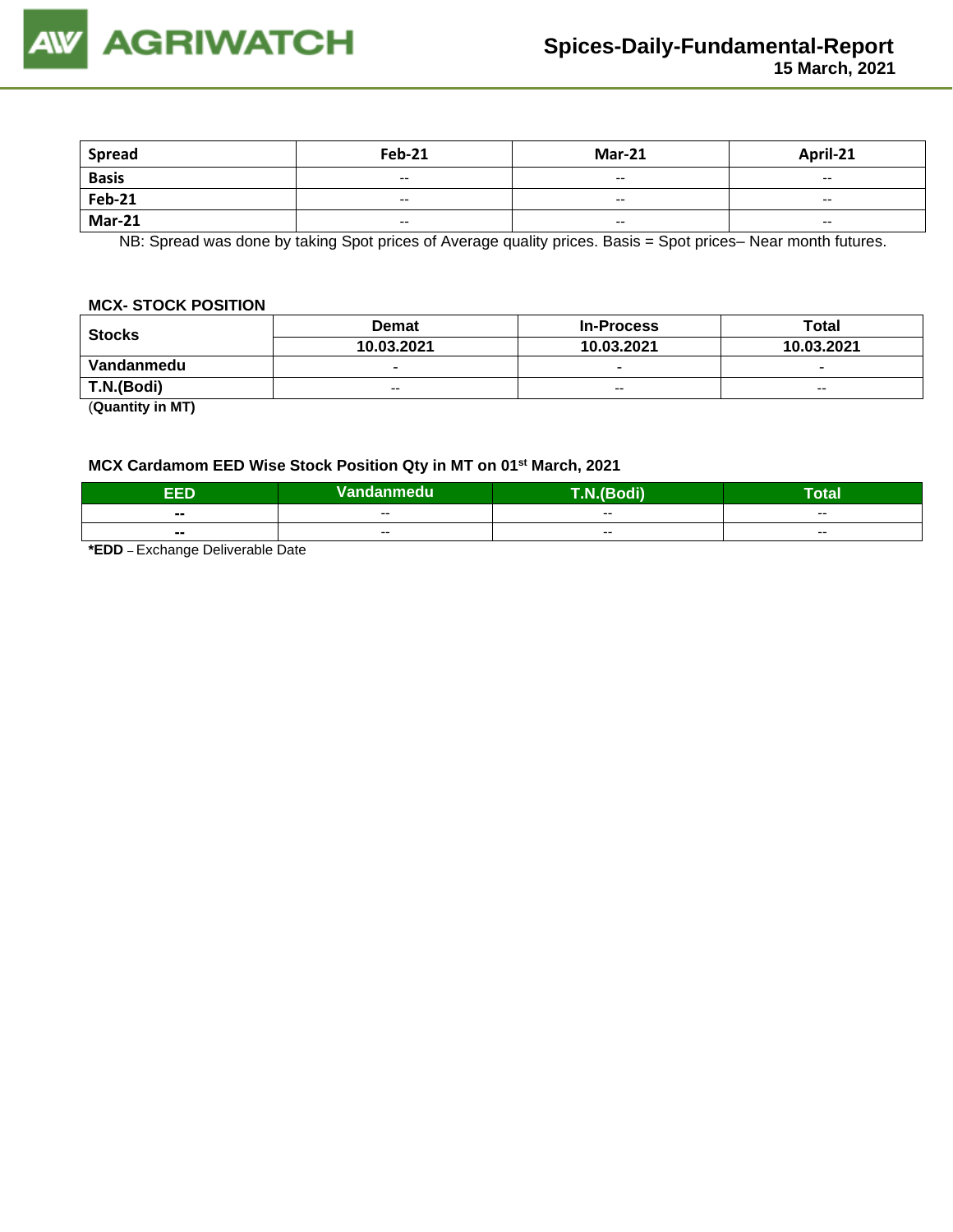| Spread | Feb-21 | Mar-21 | April-21 |
|---|---|---|---|
| Basis | -- | -- | -- |
| Feb-21 | -- | -- | -- |
| Mar-21 | -- | -- | -- |

NB: Spread was done by taking Spot prices of Average quality prices. Basis = Spot prices– Near month futures.

**MCX- STOCK POSITION**

| Stocks | Demat | In-Process | Total |
|---|---|---|---|
| | 10.03.2021 | 10.03.2021 | 10.03.2021 |
| Vandanmedu | - | - | - |
| T.N.(Bodi) | -- | -- | -- |

(**Quantity in MT)**

**MCX Cardamom EED Wise Stock Position Qty in MT on 01st March, 2021**

| EED | Vandanmedu | T.N.(Bodi) | Total |
|---|---|---|---|
| -- | -- | -- | -- |
| -- | -- | -- | -- |

***EDD** – Exchange Deliverable Date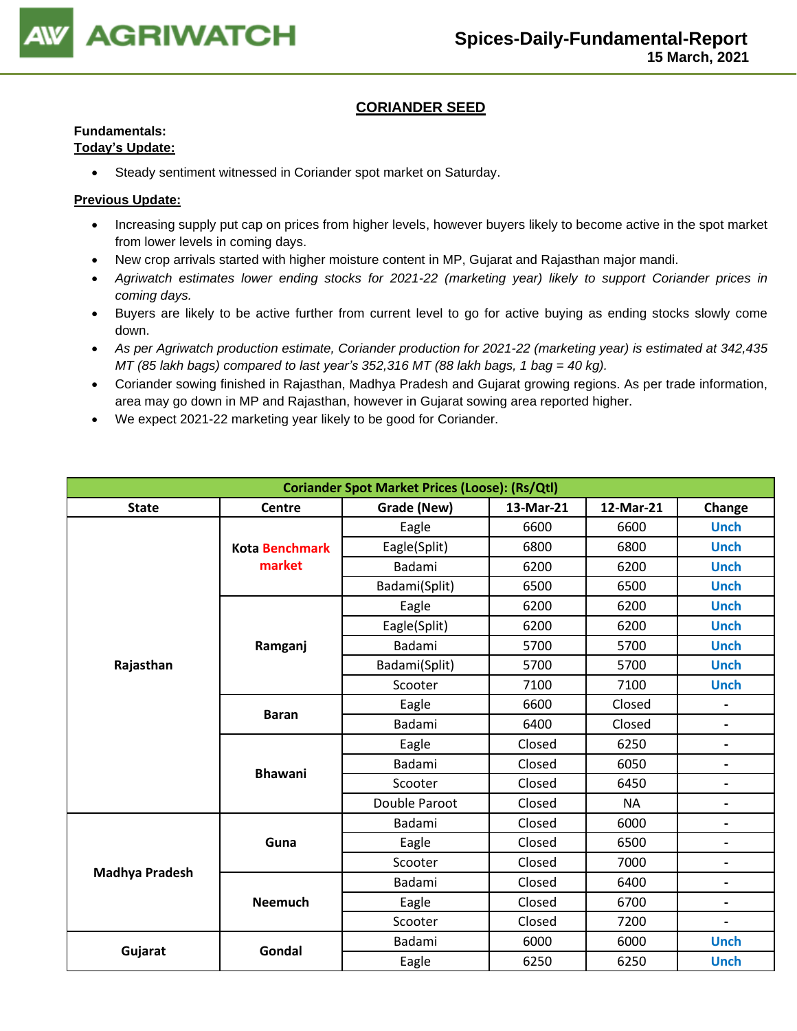## CORIANDER SEED

**Fundamentals:**

**Today's Update:**

- Steady sentiment witnessed in Coriander spot market on Saturday.

**Previous Update:**

- Increasing supply put cap on prices from higher levels, however buyers likely to become active in the spot market from lower levels in coming days.
- New crop arrivals started with higher moisture content in MP, Gujarat and Rajasthan major mandi.
- *Agriwatch estimates lower ending stocks for 2021-22 (marketing year) likely to support Coriander prices in coming days.*
- Buyers are likely to be active further from current level to go for active buying as ending stocks slowly come down.
- *As per Agriwatch production estimate, Coriander production for 2021-22 (marketing year) is estimated at 342,435 MT (85 lakh bags) compared to last year's 352,316 MT (88 lakh bags, 1 bag = 40 kg).*
- Coriander sowing finished in Rajasthan, Madhya Pradesh and Gujarat growing regions. As per trade information, area may go down in MP and Rajasthan, however in Gujarat sowing area reported higher.
- We expect 2021-22 marketing year likely to be good for Coriander.

| Coriander Spot Market Prices (Loose): (Rs/Qtl) | | | | | |
|---|---|---|---|---|---|
| **State** | **Centre** | **Grade (New)** | **13-Mar-21** | **12-Mar-21** | **Change** |
| Rajasthan | Kota Benchmark market | Eagle | 6600 | 6600 | Unch |
| | | Eagle(Split) | 6800 | 6800 | Unch |
| | | Badami | 6200 | 6200 | Unch |
| | | Badami(Split) | 6500 | 6500 | Unch |
| | Ramganj | Eagle | 6200 | 6200 | Unch |
| | | Eagle(Split) | 6200 | 6200 | Unch |
| | | Badami | 5700 | 5700 | Unch |
| | | Badami(Split) | 5700 | 5700 | Unch |
| | | Scooter | 7100 | 7100 | Unch |
| | Baran | Eagle | 6600 | Closed | - |
| | | Badami | 6400 | Closed | - |
| | Bhawani | Eagle | Closed | 6250 | - |
| | | Badami | Closed | 6050 | - |
| | | Scooter | Closed | 6450 | - |
| | | Double Paroot | Closed | NA | - |
| Madhya Pradesh | Guna | Badami | Closed | 6000 | - |
| | | Eagle | Closed | 6500 | - |
| | | Scooter | Closed | 7000 | - |
| | Neemuch | Badami | Closed | 6400 | - |
| | | Eagle | Closed | 6700 | - |
| | | Scooter | Closed | 7200 | - |
| Gujarat | Gondal | Badami | 6000 | 6000 | Unch |
| | | Eagle | 6250 | 6250 | Unch |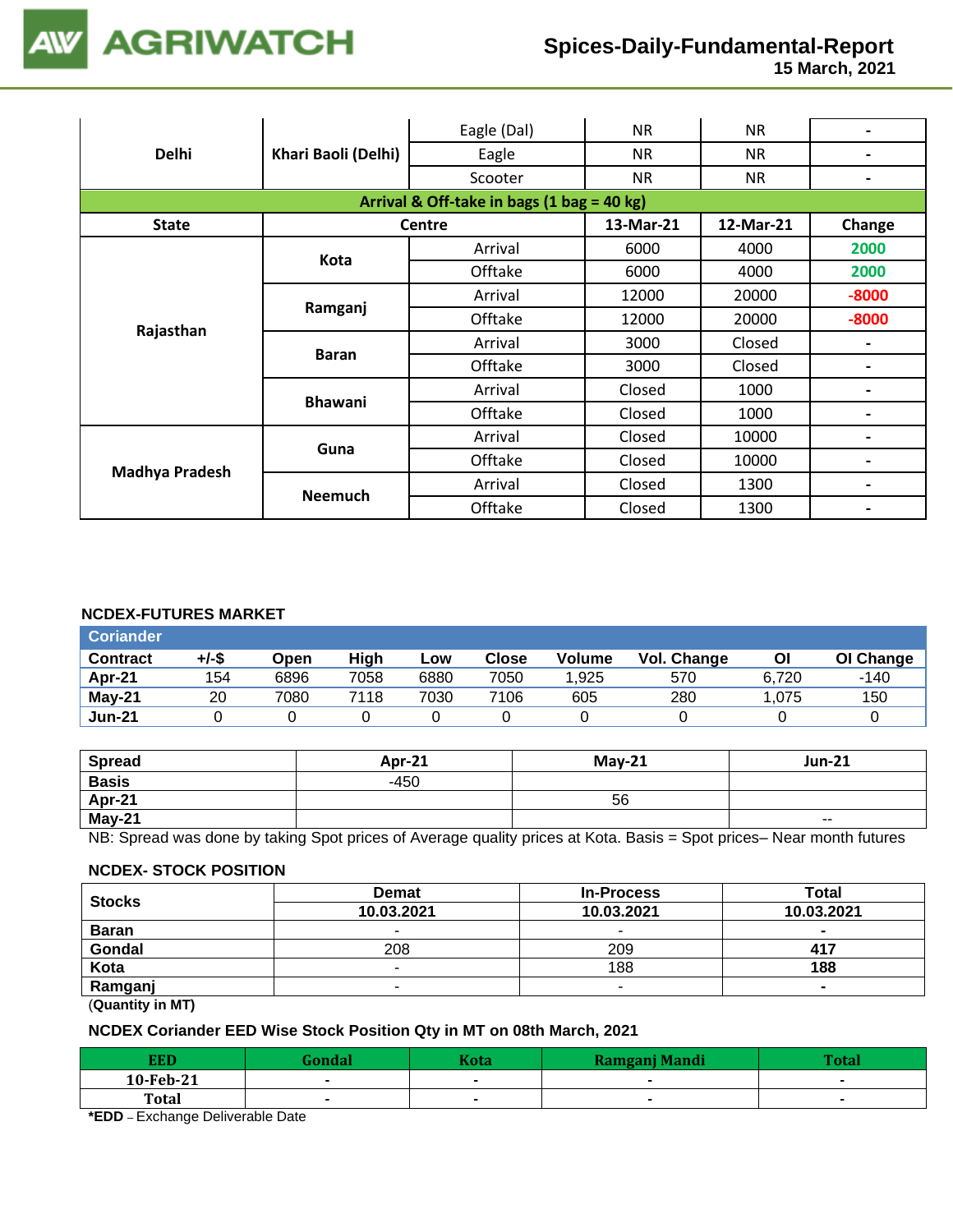| | | | | | |
|---|---|---|---|---|---|
| Delhi | Khari Baoli (Delhi) | Eagle (Dal) | NR | NR | - |
| | | Eagle | NR | NR | - |
| | | Scooter | NR | NR | - |

**Arrival & Off-take in bags (1 bag = 40 kg)**

| State | Centre | | 13-Mar-21 | 12-Mar-21 | Change |
|---|---|---|---|---|---|
| Rajasthan | Kota | Arrival | 6000 | 4000 | 2000 |
| | | Offtake | 6000 | 4000 | 2000 |
| | Ramganj | Arrival | 12000 | 20000 | -8000 |
| | | Offtake | 12000 | 20000 | -8000 |
| | Baran | Arrival | 3000 | Closed | - |
| | | Offtake | 3000 | Closed | - |
| | Bhawani | Arrival | Closed | 1000 | - |
| | | Offtake | Closed | 1000 | - |
| Madhya Pradesh | Guna | Arrival | Closed | 10000 | - |
| | | Offtake | Closed | 10000 | - |
| | Neemuch | Arrival | Closed | 1300 | - |
| | | Offtake | Closed | 1300 | - |

### NCDEX-FUTURES MARKET

**Coriander**

| Contract | +/-$ | Open | High | Low | Close | Volume | Vol. Change | OI | OI Change |
|---|---|---|---|---|---|---|---|---|---|
| Apr-21 | 154 | 6896 | 7058 | 6880 | 7050 | 1,925 | 570 | 6,720 | -140 |
| May-21 | 20 | 7080 | 7118 | 7030 | 7106 | 605 | 280 | 1,075 | 150 |
| Jun-21 | 0 | 0 | 0 | 0 | 0 | 0 | 0 | 0 | 0 |

| Spread | Apr-21 | May-21 | Jun-21 |
|---|---|---|---|
| Basis | -450 | | |
| Apr-21 | | 56 | |
| May-21 | | | -- |

NB: Spread was done by taking Spot prices of Average quality prices at Kota. Basis = Spot prices– Near month futures

### NCDEX- STOCK POSITION

| Stocks | Demat | In-Process | Total |
|---|---|---|---|
| | 10.03.2021 | 10.03.2021 | 10.03.2021 |
| Baran | - | - | - |
| Gondal | 208 | 209 | 417 |
| Kota | - | 188 | 188 |
| Ramganj | - | - | - |

(Quantity in MT)

### NCDEX Coriander EED Wise Stock Position Qty in MT on 08th March, 2021

| EED | Gondal | Kota | Ramganj Mandi | Total |
|---|---|---|---|---|
| 10-Feb-21 | - | - | - | - |
| Total | - | - | - | - |

***EDD** – Exchange Deliverable Date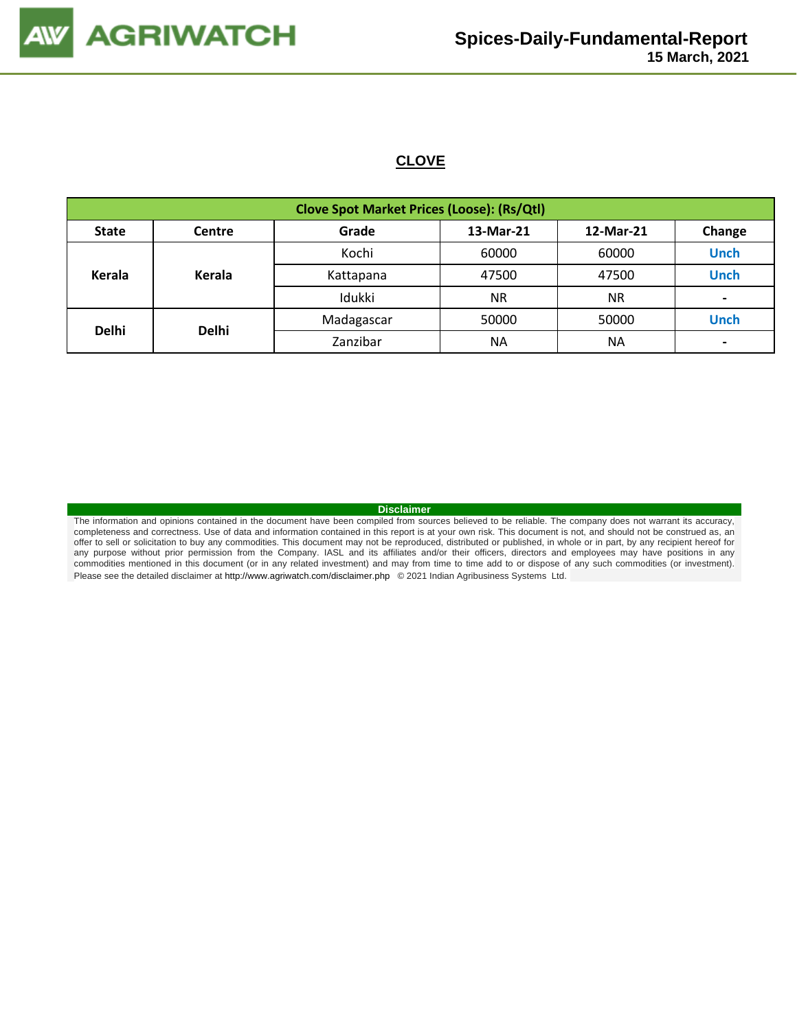## CLOVE

| Clove Spot Market Prices (Loose): (Rs/Qtl) | | | | | |
|---|---|---|---|---|---|
| **State** | **Centre** | **Grade** | **13-Mar-21** | **12-Mar-21** | **Change** |
| **Kerala** | **Kerala** | Kochi | 60000 | 60000 | **Unch** |
| | | Kattapana | 47500 | 47500 | **Unch** |
| | | Idukki | NR | NR | - |
| **Delhi** | **Delhi** | Madagascar | 50000 | 50000 | **Unch** |
| | | Zanzibar | NA | NA | - |

**Disclaimer**

The information and opinions contained in the document have been compiled from sources believed to be reliable. The company does not warrant its accuracy, completeness and correctness. Use of data and information contained in this report is at your own risk. This document is not, and should not be construed as, an offer to sell or solicitation to buy any commodities. This document may not be reproduced, distributed or published, in whole or in part, by any recipient hereof for any purpose without prior permission from the Company. IASL and its affiliates and/or their officers, directors and employees may have positions in any commodities mentioned in this document (or in any related investment) and may from time to time add to or dispose of any such commodities (or investment). Please see the detailed disclaimer at http://www.agriwatch.com/disclaimer.php © 2021 Indian Agribusiness Systems Ltd.